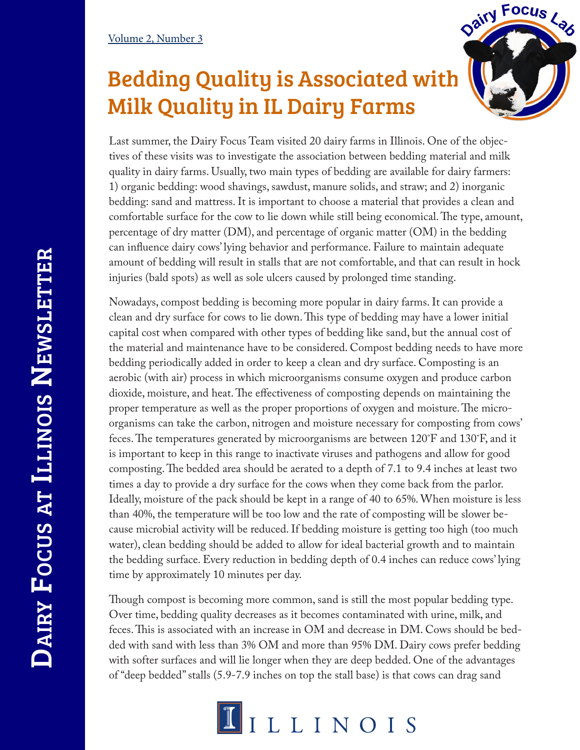# Bedding Quality is Associated with Milk Quality in IL Dairy Farms

Last summer, the Dairy Focus Team visited 20 dairy farms in Illinois. One of the objectives of these visits was to investigate the association between bedding material and milk quality in dairy farms. Usually, two main types of bedding are available for dairy farmers: 1) organic bedding: wood shavings, sawdust, manure solids, and straw; and 2) inorganic bedding: sand and mattress. It is important to choose a material that provides a clean and comfortable surface for the cow to lie down while still being economical. The type, amount, percentage of dry matter (DM), and percentage of organic matter (OM) in the bedding can influence dairy cows' lying behavior and performance. Failure to maintain adequate amount of bedding will result in stalls that are not comfortable, and that can result in hock injuries (bald spots) as well as sole ulcers caused by prolonged time standing.

Nowadays, compost bedding is becoming more popular in dairy farms. It can provide a clean and dry surface for cows to lie down. This type of bedding may have a lower initial capital cost when compared with other types of bedding like sand, but the annual cost of the material and maintenance have to be considered. Compost bedding needs to have more bedding periodically added in order to keep a clean and dry surface. Composting is an aerobic (with air) process in which microorganisms consume oxygen and produce carbon dioxide, moisture, and heat. The effectiveness of composting depends on maintaining the proper temperature as well as the proper proportions of oxygen and moisture. The microorganisms can take the carbon, nitrogen and moisture necessary for composting from cows' feces. The temperatures generated by microorganisms are between 120°F and 130°F, and it is important to keep in this range to inactivate viruses and pathogens and allow for good composting. The bedded area should be aerated to a depth of 7.1 to 9.4 inches at least two times a day to provide a dry surface for the cows when they come back from the parlor. Ideally, moisture of the pack should be kept in a range of 40 to 65%. When moisture is less than 40%, the temperature will be too low and the rate of composting will be slower because microbial activity will be reduced. If bedding moisture is getting too high (too much water), clean bedding should be added to allow for ideal bacterial growth and to maintain the bedding surface. Every reduction in bedding depth of 0.4 inches can reduce cows' lying time by approximately 10 minutes per day.

Though compost is becoming more common, sand is still the most popular bedding type. Over time, bedding quality decreases as it becomes contaminated with urine, milk, and feces. This is associated with an increase in OM and decrease in DM. Cows should be bedded with sand with less than 3% OM and more than 95% DM. Dairy cows prefer bedding with softer surfaces and will lie longer when they are deep bedded. One of the advantages of "deep bedded" stalls (5.9-7.9 inches on top the stall base) is that cows can drag sand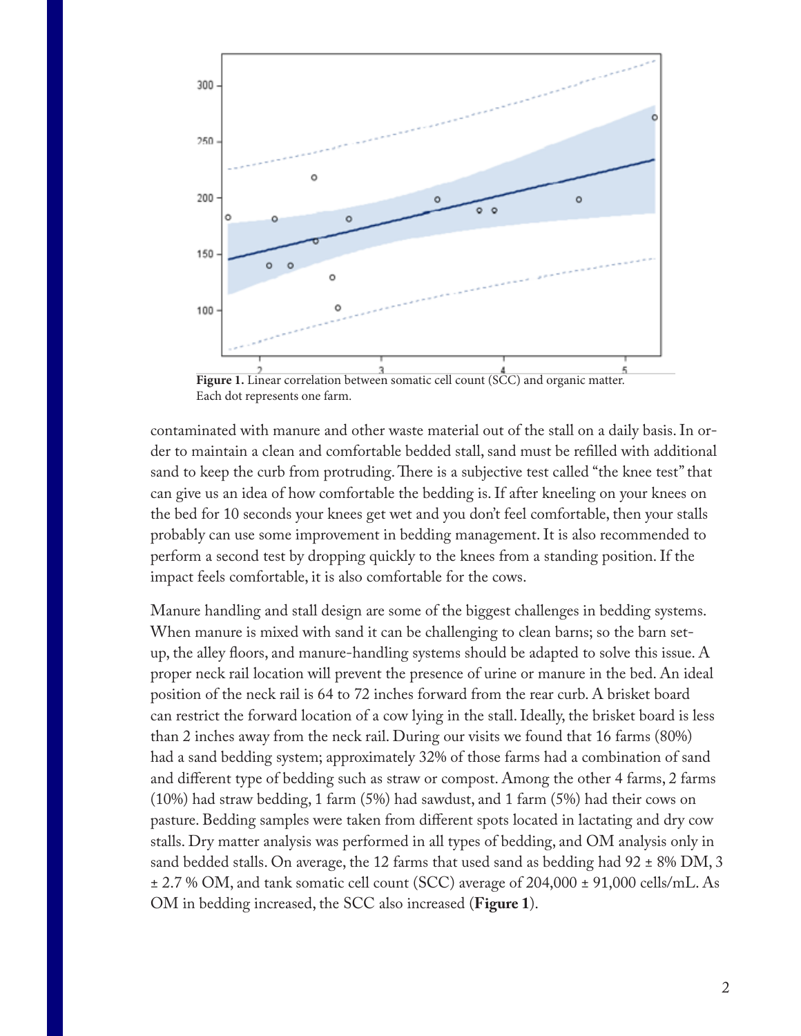**Figure 1.** Linear correlation between somatic cell count (SCC) and organic matter. Each dot represents one farm.

contaminated with manure and other waste material out of the stall on a daily basis. In order to maintain a clean and comfortable bedded stall, sand must be refilled with additional sand to keep the curb from protruding. There is a subjective test called "the knee test" that can give us an idea of how comfortable the bedding is. If after kneeling on your knees on the bed for 10 seconds your knees get wet and you don't feel comfortable, then your stalls probably can use some improvement in bedding management. It is also recommended to perform a second test by dropping quickly to the knees from a standing position. If the impact feels comfortable, it is also comfortable for the cows.

Manure handling and stall design are some of the biggest challenges in bedding systems. When manure is mixed with sand it can be challenging to clean barns; so the barn set-up, the alley floors, and manure-handling systems should be adapted to solve this issue. A proper neck rail location will prevent the presence of urine or manure in the bed. An ideal position of the neck rail is 64 to 72 inches forward from the rear curb. A brisket board can restrict the forward location of a cow lying in the stall. Ideally, the brisket board is less than 2 inches away from the neck rail. During our visits we found that 16 farms (80%) had a sand bedding system; approximately 32% of those farms had a combination of sand and different type of bedding such as straw or compost. Among the other 4 farms, 2 farms (10%) had straw bedding, 1 farm (5%) had sawdust, and 1 farm (5%) had their cows on pasture. Bedding samples were taken from different spots located in lactating and dry cow stalls. Dry matter analysis was performed in all types of bedding, and OM analysis only in sand bedded stalls. On average, the 12 farms that used sand as bedding had 92 ± 8% DM, 3 ± 2.7 % OM, and tank somatic cell count (SCC) average of 204,000 ± 91,000 cells/mL. As OM in bedding increased, the SCC also increased (**Figure 1**).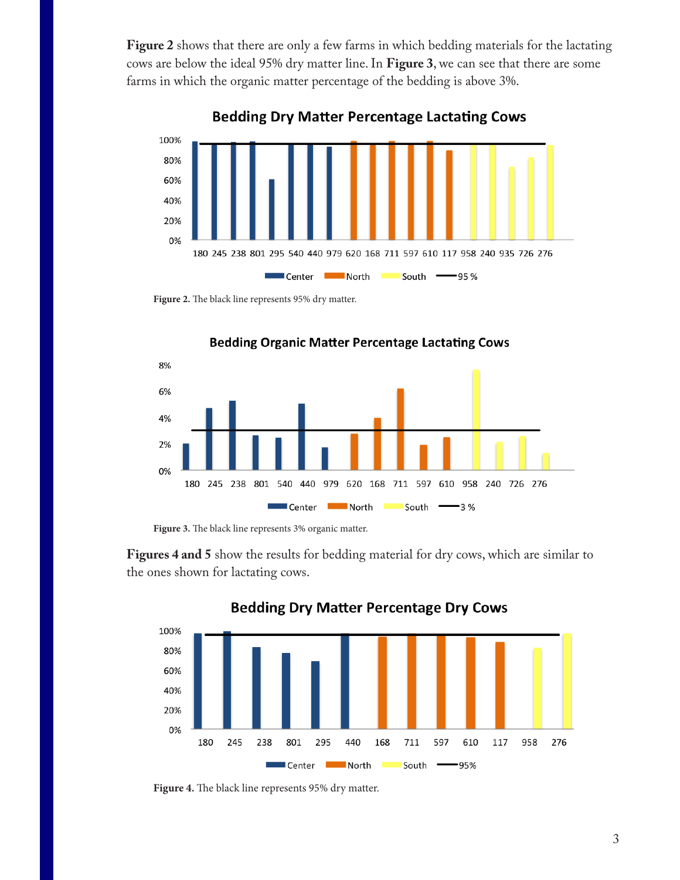**Figure 2** shows that there are only a few farms in which bedding materials for the lactating cows are below the ideal 95% dry matter line. In **Figure 3**, we can see that there are some farms in which the organic matter percentage of the bedding is above 3%.

**Figure 2.** The black line represents 95% dry matter.

**Figure 3.** The black line represents 3% organic matter.

**Figures 4 and 5** show the results for bedding material for dry cows, which are similar to the ones shown for lactating cows.

**Figure 4.** The black line represents 95% dry matter.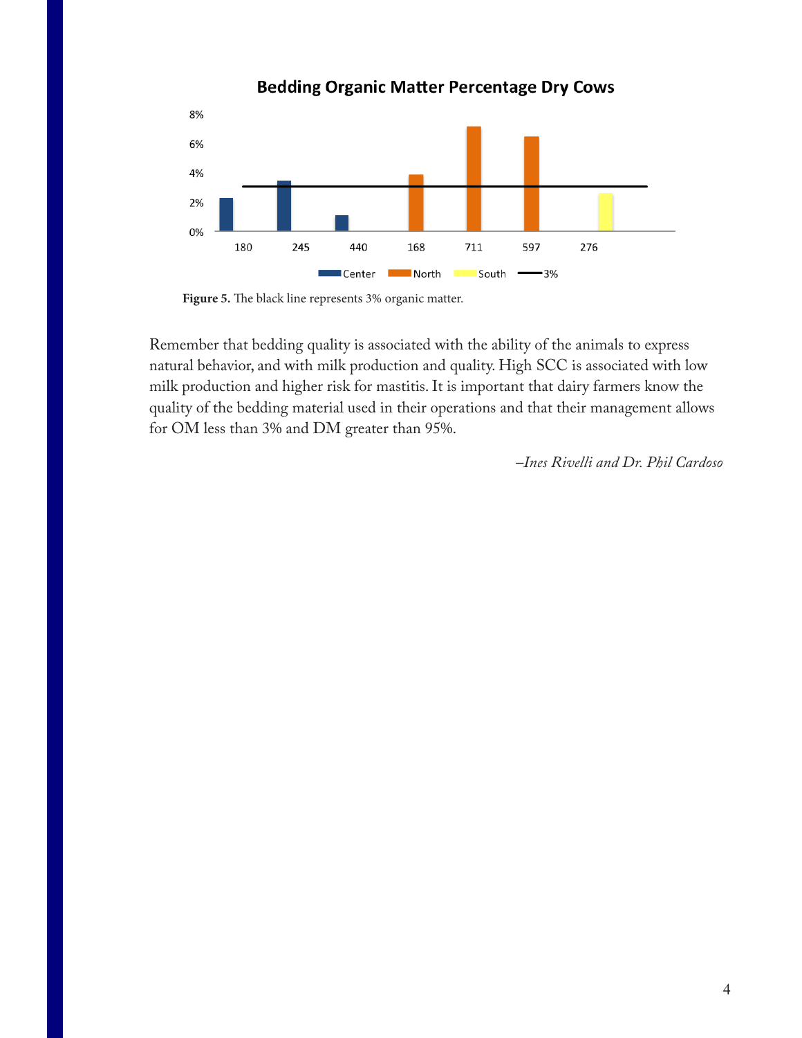Bedding Organic Matter Percentage Dry Cows

8%
6%
4%
2%
0%

180 245 440 168 711 597 276

Center North South 3%

**Figure 5.** The black line represents 3% organic matter.

Remember that bedding quality is associated with the ability of the animals to express natural behavior, and with milk production and quality. High SCC is associated with low milk production and higher risk for mastitis. It is important that dairy farmers know the quality of the bedding material used in their operations and that their management allows for OM less than 3% and DM greater than 95%.

*–Ines Rivelli and Dr. Phil Cardoso*